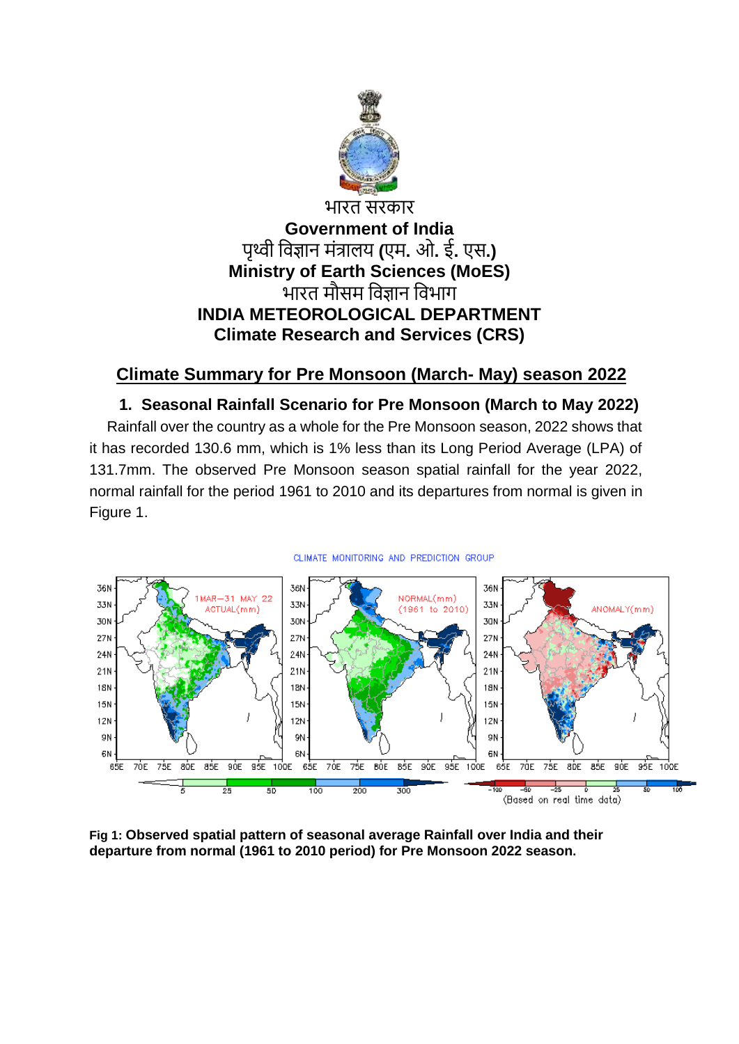भारत सरकार

**Government of India**

पृथ्वी विज्ञान मंत्रालय **(**एम. ओ. ई. एस.**)**

**Ministry of Earth Sciences (MoES)**

भारत मौसम विज्ञान विभाग

**INDIA METEOROLOGICAL DEPARTMENT**

**Climate Research and Services (CRS)**

# Climate Summary for Pre Monsoon (March- May) season 2022

## 1. Seasonal Rainfall Scenario for Pre Monsoon (March to May 2022)

Rainfall over the country as a whole for the Pre Monsoon season, 2022 shows that it has recorded 130.6 mm, which is 1% less than its Long Period Average (LPA) of 131.7mm. The observed Pre Monsoon season spatial rainfall for the year 2022, normal rainfall for the period 1961 to 2010 and its departures from normal is given in Figure 1.

**Fig 1: Observed spatial pattern of seasonal average Rainfall over India and their departure from normal (1961 to 2010 period) for Pre Monsoon 2022 season.**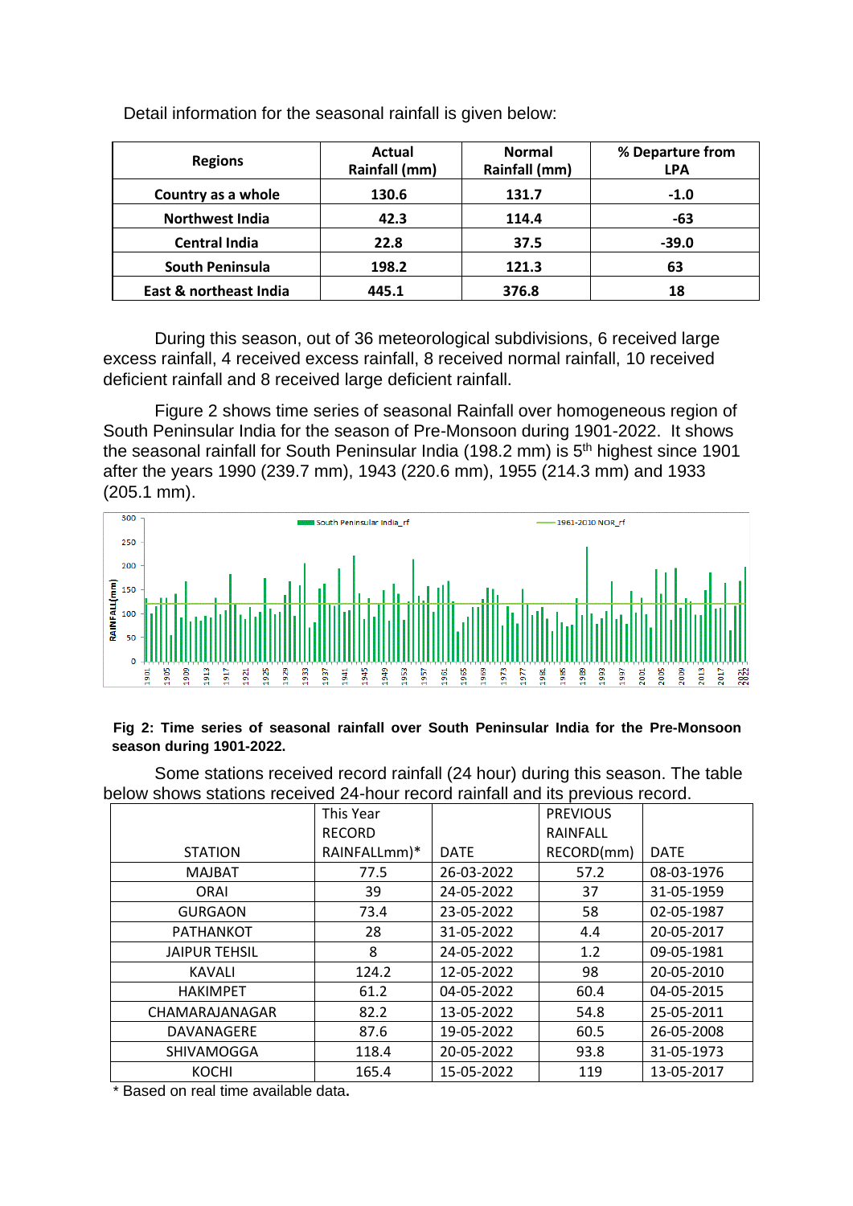Detail information for the seasonal rainfall is given below:

| Regions | Actual Rainfall (mm) | Normal Rainfall (mm) | % Departure from LPA |
|---|---|---|---|
| Country as a whole | 130.6 | 131.7 | -1.0 |
| Northwest India | 42.3 | 114.4 | -63 |
| Central India | 22.8 | 37.5 | -39.0 |
| South Peninsula | 198.2 | 121.3 | 63 |
| East & northeast India | 445.1 | 376.8 | 18 |

During this season, out of 36 meteorological subdivisions, 6 received large excess rainfall, 4 received excess rainfall, 8 received normal rainfall, 10 received deficient rainfall and 8 received large deficient rainfall.

Figure 2 shows time series of seasonal Rainfall over homogeneous region of South Peninsular India for the season of Pre-Monsoon during 1901-2022. It shows the seasonal rainfall for South Peninsular India (198.2 mm) is 5th highest since 1901 after the years 1990 (239.7 mm), 1943 (220.6 mm), 1955 (214.3 mm) and 1933 (205.1 mm).

**Fig 2: Time series of seasonal rainfall over South Peninsular India for the Pre-Monsoon season during 1901-2022.**

Some stations received record rainfall (24 hour) during this season. The table below shows stations received 24-hour record rainfall and its previous record.

| STATION | This Year RECORD RAINFALLmm)* | DATE | PREVIOUS RAINFALL RECORD(mm) | DATE |
|---|---|---|---|---|
| MAJBAT | 77.5 | 26-03-2022 | 57.2 | 08-03-1976 |
| ORAI | 39 | 24-05-2022 | 37 | 31-05-1959 |
| GURGAON | 73.4 | 23-05-2022 | 58 | 02-05-1987 |
| PATHANKOT | 28 | 31-05-2022 | 4.4 | 20-05-2017 |
| JAIPUR TEHSIL | 8 | 24-05-2022 | 1.2 | 09-05-1981 |
| KAVALI | 124.2 | 12-05-2022 | 98 | 20-05-2010 |
| HAKIMPET | 61.2 | 04-05-2022 | 60.4 | 04-05-2015 |
| CHAMARAJANAGAR | 82.2 | 13-05-2022 | 54.8 | 25-05-2011 |
| DAVANAGERE | 87.6 | 19-05-2022 | 60.5 | 26-05-2008 |
| SHIVAMOGGA | 118.4 | 20-05-2022 | 93.8 | 31-05-1973 |
| KOCHI | 165.4 | 15-05-2022 | 119 | 13-05-2017 |

\* Based on real time available data.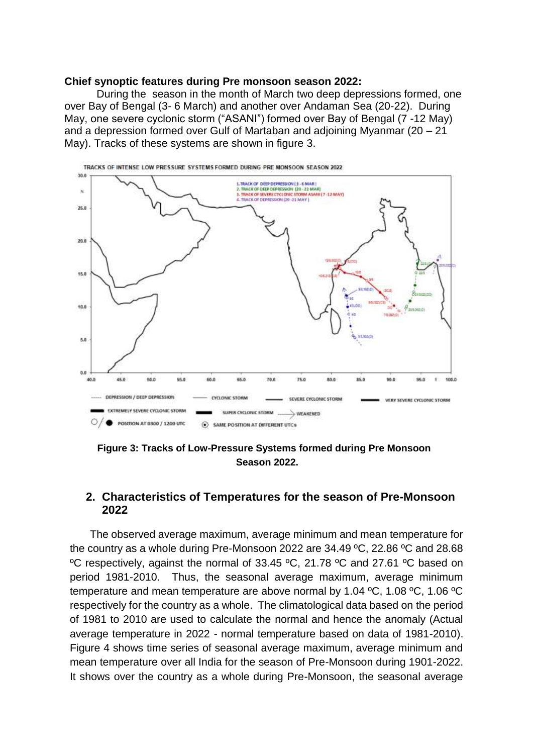**Chief synoptic features during Pre monsoon season 2022:**

During the season in the month of March two deep depressions formed, one over Bay of Bengal (3- 6 March) and another over Andaman Sea (20-22). During May, one severe cyclonic storm ("ASANI") formed over Bay of Bengal (7 -12 May) and a depression formed over Gulf of Martaban and adjoining Myanmar (20 – 21 May). Tracks of these systems are shown in figure 3.

**Figure 3: Tracks of Low-Pressure Systems formed during Pre Monsoon Season 2022.**

## 2. Characteristics of Temperatures for the season of Pre-Monsoon 2022

The observed average maximum, average minimum and mean temperature for the country as a whole during Pre-Monsoon 2022 are 34.49 ºC, 22.86 ºC and 28.68 ºC respectively, against the normal of 33.45 ºC, 21.78 ºC and 27.61 ºC based on period 1981-2010. Thus, the seasonal average maximum, average minimum temperature and mean temperature are above normal by 1.04 ºC, 1.08 ºC, 1.06 ºC respectively for the country as a whole. The climatological data based on the period of 1981 to 2010 are used to calculate the normal and hence the anomaly (Actual average temperature in 2022 - normal temperature based on data of 1981-2010). Figure 4 shows time series of seasonal average maximum, average minimum and mean temperature over all India for the season of Pre-Monsoon during 1901-2022. It shows over the country as a whole during Pre-Monsoon, the seasonal average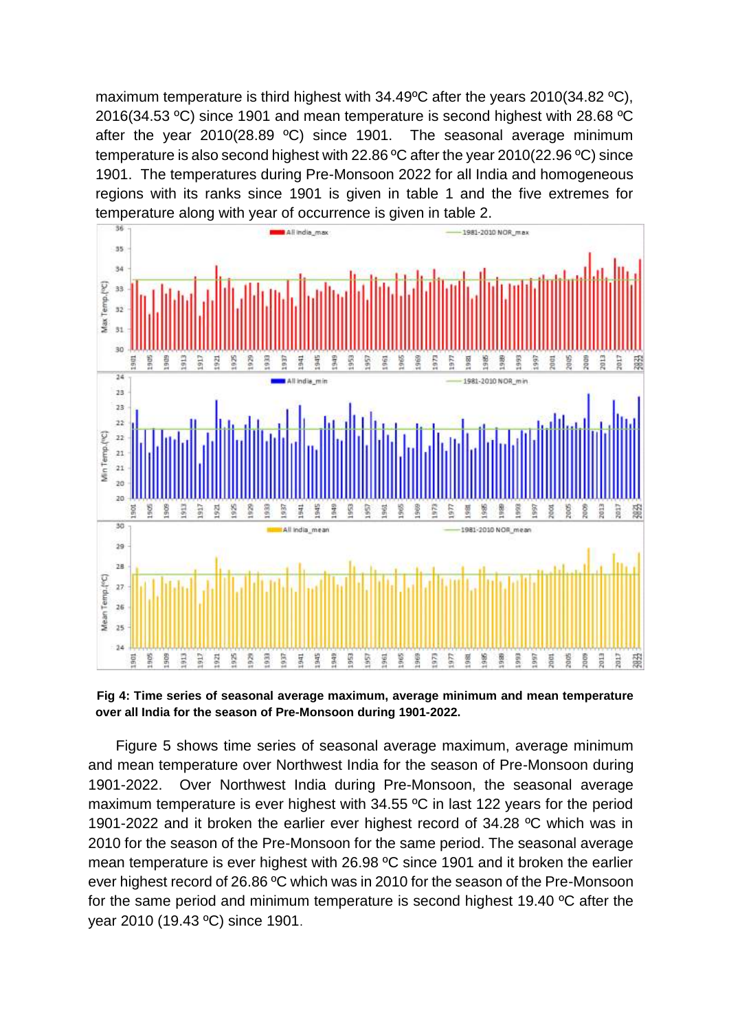maximum temperature is third highest with 34.49ºC after the years 2010(34.82 ºC), 2016(34.53 ºC) since 1901 and mean temperature is second highest with 28.68 ºC after the year 2010(28.89 ºC) since 1901. The seasonal average minimum temperature is also second highest with 22.86 ºC after the year 2010(22.96 ºC) since 1901. The temperatures during Pre-Monsoon 2022 for all India and homogeneous regions with its ranks since 1901 is given in table 1 and the five extremes for temperature along with year of occurrence is given in table 2.

**Fig 4: Time series of seasonal average maximum, average minimum and mean temperature over all India for the season of Pre-Monsoon during 1901-2022.**

Figure 5 shows time series of seasonal average maximum, average minimum and mean temperature over Northwest India for the season of Pre-Monsoon during 1901-2022. Over Northwest India during Pre-Monsoon, the seasonal average maximum temperature is ever highest with 34.55 ºC in last 122 years for the period 1901-2022 and it broken the earlier ever highest record of 34.28 ºC which was in 2010 for the season of the Pre-Monsoon for the same period. The seasonal average mean temperature is ever highest with 26.98 ºC since 1901 and it broken the earlier ever highest record of 26.86 ºC which was in 2010 for the season of the Pre-Monsoon for the same period and minimum temperature is second highest 19.40 ºC after the year 2010 (19.43 ºC) since 1901.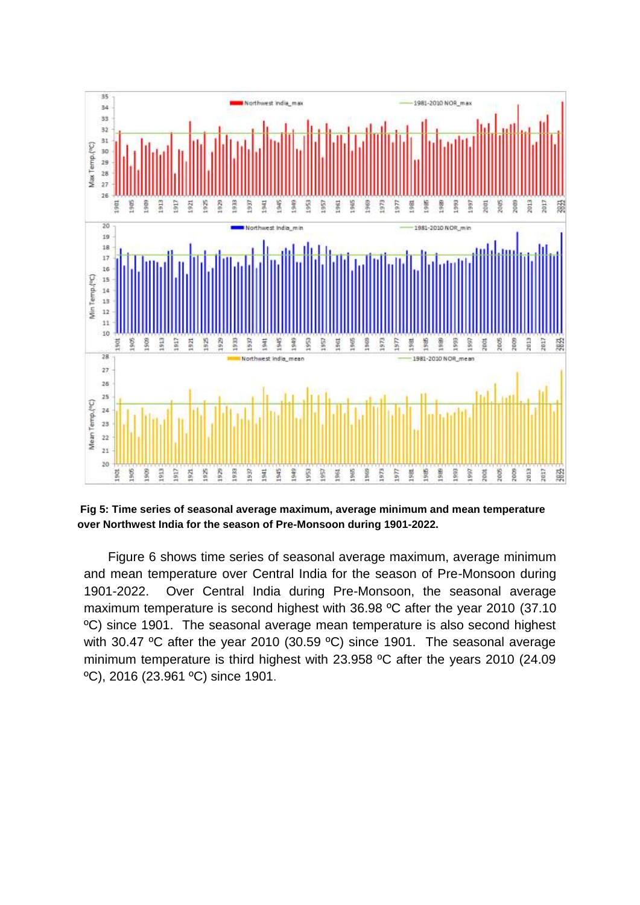**Fig 5: Time series of seasonal average maximum, average minimum and mean temperature over Northwest India for the season of Pre-Monsoon during 1901-2022.**

Figure 6 shows time series of seasonal average maximum, average minimum and mean temperature over Central India for the season of Pre-Monsoon during 1901-2022. Over Central India during Pre-Monsoon, the seasonal average maximum temperature is second highest with 36.98 ºC after the year 2010 (37.10 ºC) since 1901. The seasonal average mean temperature is also second highest with 30.47 ºC after the year 2010 (30.59 ºC) since 1901. The seasonal average minimum temperature is third highest with 23.958 ºC after the years 2010 (24.09 ºC), 2016 (23.961 ºC) since 1901.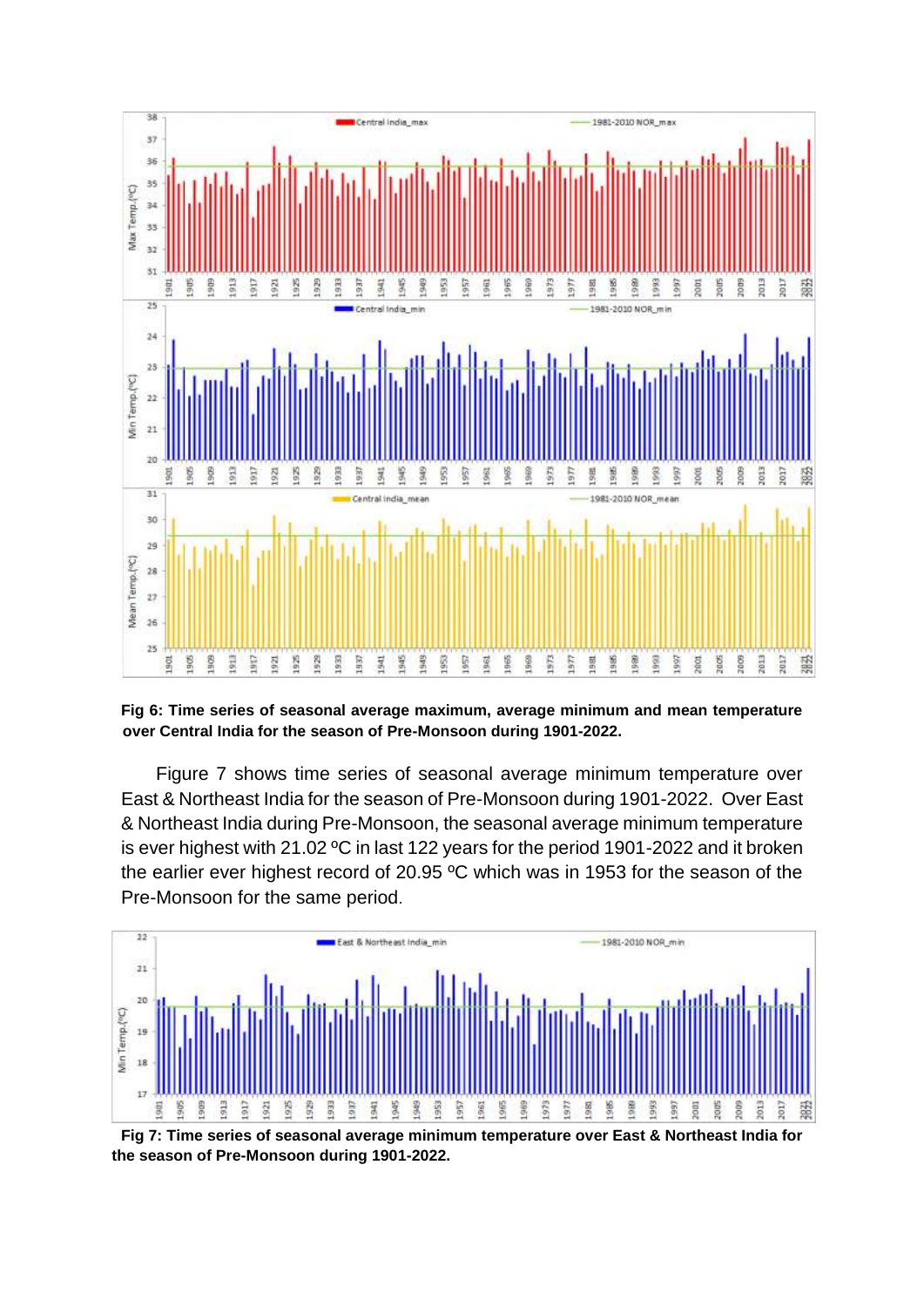**Fig 6: Time series of seasonal average maximum, average minimum and mean temperature over Central India for the season of Pre-Monsoon during 1901-2022.**

Figure 7 shows time series of seasonal average minimum temperature over East & Northeast India for the season of Pre-Monsoon during 1901-2022. Over East & Northeast India during Pre-Monsoon, the seasonal average minimum temperature is ever highest with 21.02 ºC in last 122 years for the period 1901-2022 and it broken the earlier ever highest record of 20.95 ºC which was in 1953 for the season of the Pre-Monsoon for the same period.

**Fig 7: Time series of seasonal average minimum temperature over East & Northeast India for the season of Pre-Monsoon during 1901-2022.**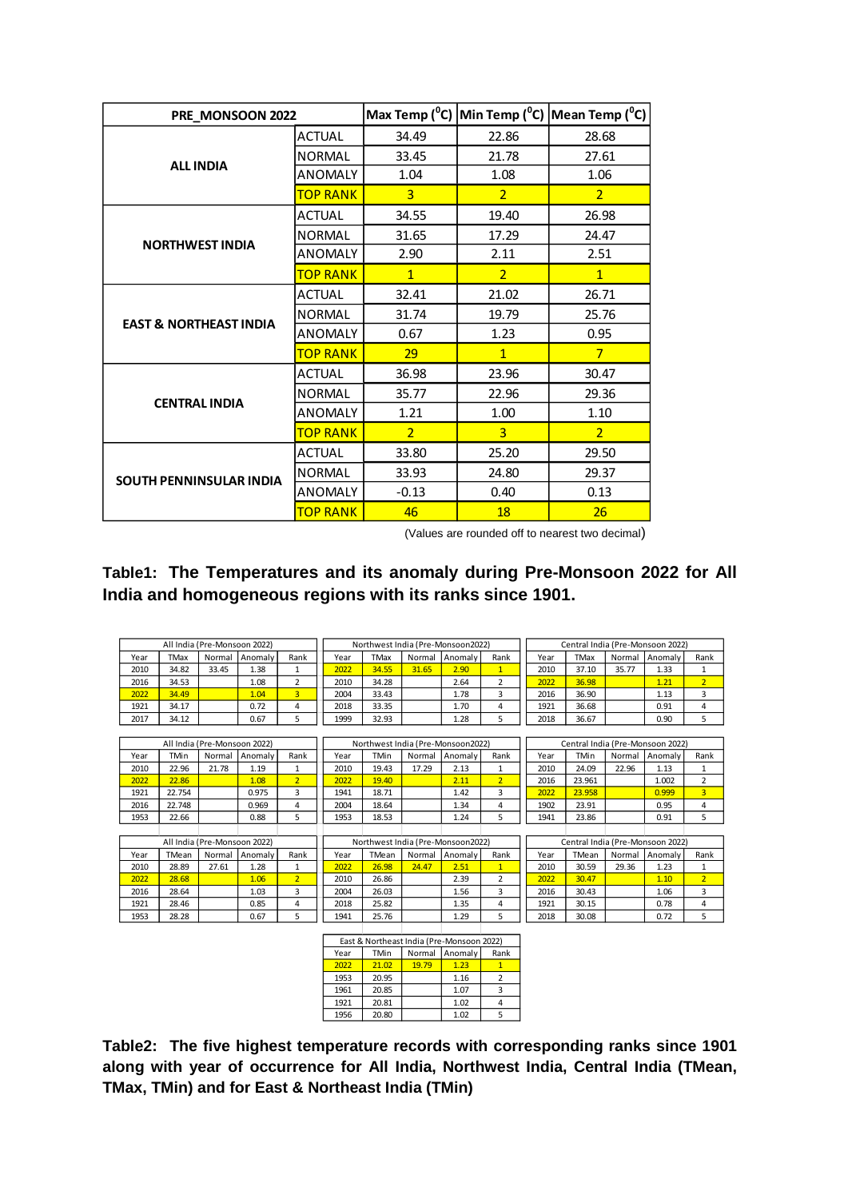| PRE_MONSOON 2022 | | Max Temp ($^0$C) | Min Temp ($^0$C) | Mean Temp ($^0$C) |
|---|---|---|---|---|
| ALL INDIA | ACTUAL | 34.49 | 22.86 | 28.68 |
| | NORMAL | 33.45 | 21.78 | 27.61 |
| | ANOMALY | 1.04 | 1.08 | 1.06 |
| | TOP RANK | 3 | 2 | 2 |
| NORTHWEST INDIA | ACTUAL | 34.55 | 19.40 | 26.98 |
| | NORMAL | 31.65 | 17.29 | 24.47 |
| | ANOMALY | 2.90 | 2.11 | 2.51 |
| | TOP RANK | 1 | 2 | 1 |
| EAST & NORTHEAST INDIA | ACTUAL | 32.41 | 21.02 | 26.71 |
| | NORMAL | 31.74 | 19.79 | 25.76 |
| | ANOMALY | 0.67 | 1.23 | 0.95 |
| | TOP RANK | 29 | 1 | 7 |
| CENTRAL INDIA | ACTUAL | 36.98 | 23.96 | 30.47 |
| | NORMAL | 35.77 | 22.96 | 29.36 |
| | ANOMALY | 1.21 | 1.00 | 1.10 |
| | TOP RANK | 2 | 3 | 2 |
| SOUTH PENNINSULAR INDIA | ACTUAL | 33.80 | 25.20 | 29.50 |
| | NORMAL | 33.93 | 24.80 | 29.37 |
| | ANOMALY | -0.13 | 0.40 | 0.13 |
| | TOP RANK | 46 | 18 | 26 |

(Values are rounded off to nearest two decimal)

**Table1: The Temperatures and its anomaly during Pre-Monsoon 2022 for All India and homogeneous regions with its ranks since 1901.**

| All India (Pre-Monsoon 2022) | | | | |
|---|---|---|---|---|
| Year | TMax | Normal | Anomaly | Rank |
| 2010 | 34.82 | 33.45 | 1.38 | 1 |
| 2016 | 34.53 | | 1.08 | 2 |
| 2022 | 34.49 | | 1.04 | 3 |
| 1921 | 34.17 | | 0.72 | 4 |
| 2017 | 34.12 | | 0.67 | 5 |

| Northwest India (Pre-Monsoon2022) | | | | |
|---|---|---|---|---|
| Year | TMax | Normal | Anomaly | Rank |
| 2022 | 34.55 | 31.65 | 2.90 | 1 |
| 2010 | 34.28 | | 2.64 | 2 |
| 2004 | 33.43 | | 1.78 | 3 |
| 2018 | 33.35 | | 1.70 | 4 |
| 1999 | 32.93 | | 1.28 | 5 |

| Central India (Pre-Monsoon 2022) | | | | |
|---|---|---|---|---|
| Year | TMax | Normal | Anomaly | Rank |
| 2010 | 37.10 | 35.77 | 1.33 | 1 |
| 2022 | 36.98 | | 1.21 | 2 |
| 2016 | 36.90 | | 1.13 | 3 |
| 1921 | 36.68 | | 0.91 | 4 |
| 2018 | 36.67 | | 0.90 | 5 |

| All India (Pre-Monsoon 2022) | | | | |
|---|---|---|---|---|
| Year | TMin | Normal | Anomaly | Rank |
| 2010 | 22.96 | 21.78 | 1.19 | 1 |
| 2022 | 22.86 | | 1.08 | 2 |
| 1921 | 22.754 | | 0.975 | 3 |
| 2016 | 22.748 | | 0.969 | 4 |
| 1953 | 22.66 | | 0.88 | 5 |

| Northwest India (Pre-Monsoon2022) | | | | |
|---|---|---|---|---|
| Year | TMin | Normal | Anomaly | Rank |
| 2010 | 19.43 | 17.29 | 2.13 | 1 |
| 2022 | 19.40 | | 2.11 | 2 |
| 1941 | 18.71 | | 1.42 | 3 |
| 2004 | 18.64 | | 1.34 | 4 |
| 1953 | 18.53 | | 1.24 | 5 |

| Central India (Pre-Monsoon 2022) | | | | |
|---|---|---|---|---|
| Year | TMin | Normal | Anomaly | Rank |
| 2010 | 24.09 | 22.96 | 1.13 | 1 |
| 2016 | 23.961 | | 1.002 | 2 |
| 2022 | 23.958 | | 0.999 | 3 |
| 1902 | 23.91 | | 0.95 | 4 |
| 1941 | 23.86 | | 0.91 | 5 |

| All India (Pre-Monsoon 2022) | | | | |
|---|---|---|---|---|
| Year | TMean | Normal | Anomaly | Rank |
| 2010 | 28.89 | 27.61 | 1.28 | 1 |
| 2022 | 28.68 | | 1.06 | 2 |
| 2016 | 28.64 | | 1.03 | 3 |
| 1921 | 28.46 | | 0.85 | 4 |
| 1953 | 28.28 | | 0.67 | 5 |

| Northwest India (Pre-Monsoon2022) | | | | |
|---|---|---|---|---|
| Year | TMean | Normal | Anomaly | Rank |
| 2022 | 26.98 | 24.47 | 2.51 | 1 |
| 2010 | 26.86 | | 2.39 | 2 |
| 2004 | 26.03 | | 1.56 | 3 |
| 2018 | 25.82 | | 1.35 | 4 |
| 1941 | 25.76 | | 1.29 | 5 |

| Central India (Pre-Monsoon 2022) | | | | |
|---|---|---|---|---|
| Year | TMean | Normal | Anomaly | Rank |
| 2010 | 30.59 | 29.36 | 1.23 | 1 |
| 2022 | 30.47 | | 1.10 | 2 |
| 2016 | 30.43 | | 1.06 | 3 |
| 1921 | 30.15 | | 0.78 | 4 |
| 2018 | 30.08 | | 0.72 | 5 |

| East & Northeast India (Pre-Monsoon 2022) | | | | |
|---|---|---|---|---|
| Year | TMin | Normal | Anomaly | Rank |
| 2022 | 21.02 | 19.79 | 1.23 | 1 |
| 1953 | 20.95 | | 1.16 | 2 |
| 1961 | 20.85 | | 1.07 | 3 |
| 1921 | 20.81 | | 1.02 | 4 |
| 1956 | 20.80 | | 1.02 | 5 |

**Table2: The five highest temperature records with corresponding ranks since 1901 along with year of occurrence for All India, Northwest India, Central India (TMean, TMax, TMin) and for East & Northeast India (TMin)**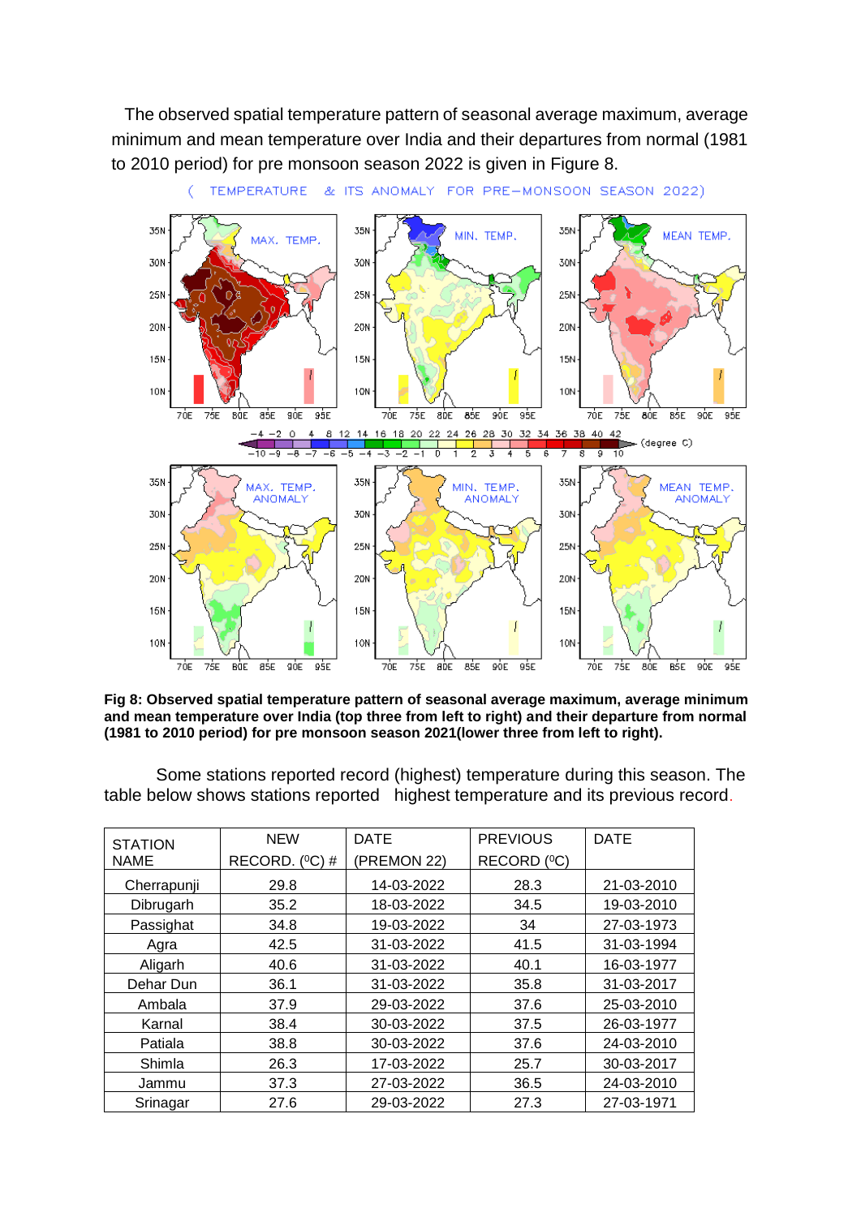The observed spatial temperature pattern of seasonal average maximum, average minimum and mean temperature over India and their departures from normal (1981 to 2010 period) for pre monsoon season 2022 is given in Figure 8.

**Fig 8: Observed spatial temperature pattern of seasonal average maximum, average minimum and mean temperature over India (top three from left to right) and their departure from normal (1981 to 2010 period) for pre monsoon season 2021(lower three from left to right).**

Some stations reported record (highest) temperature during this season. The table below shows stations reported highest temperature and its previous record.

| STATION NAME | NEW RECORD. (⁰C) # | DATE (PREMON 22) | PREVIOUS RECORD (⁰C) | DATE |
|---|---|---|---|---|
| Cherrapunji | 29.8 | 14-03-2022 | 28.3 | 21-03-2010 |
| Dibrugarh | 35.2 | 18-03-2022 | 34.5 | 19-03-2010 |
| Passighat | 34.8 | 19-03-2022 | 34 | 27-03-1973 |
| Agra | 42.5 | 31-03-2022 | 41.5 | 31-03-1994 |
| Aligarh | 40.6 | 31-03-2022 | 40.1 | 16-03-1977 |
| Dehar Dun | 36.1 | 31-03-2022 | 35.8 | 31-03-2017 |
| Ambala | 37.9 | 29-03-2022 | 37.6 | 25-03-2010 |
| Karnal | 38.4 | 30-03-2022 | 37.5 | 26-03-1977 |
| Patiala | 38.8 | 30-03-2022 | 37.6 | 24-03-2010 |
| Shimla | 26.3 | 17-03-2022 | 25.7 | 30-03-2017 |
| Jammu | 37.3 | 27-03-2022 | 36.5 | 24-03-2010 |
| Srinagar | 27.6 | 29-03-2022 | 27.3 | 27-03-1971 |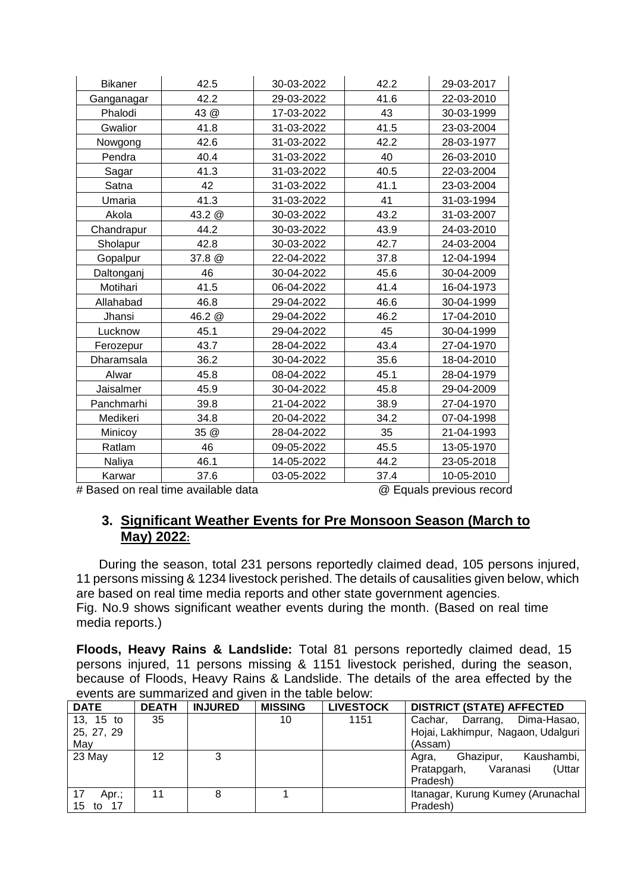| Bikaner | 42.5 | 30-03-2022 | 42.2 | 29-03-2017 |
|---|---|---|---|---|
| Ganganagar | 42.2 | 29-03-2022 | 41.6 | 22-03-2010 |
| Phalodi | 43 @ | 17-03-2022 | 43 | 30-03-1999 |
| Gwalior | 41.8 | 31-03-2022 | 41.5 | 23-03-2004 |
| Nowgong | 42.6 | 31-03-2022 | 42.2 | 28-03-1977 |
| Pendra | 40.4 | 31-03-2022 | 40 | 26-03-2010 |
| Sagar | 41.3 | 31-03-2022 | 40.5 | 22-03-2004 |
| Satna | 42 | 31-03-2022 | 41.1 | 23-03-2004 |
| Umaria | 41.3 | 31-03-2022 | 41 | 31-03-1994 |
| Akola | 43.2 @ | 30-03-2022 | 43.2 | 31-03-2007 |
| Chandrapur | 44.2 | 30-03-2022 | 43.9 | 24-03-2010 |
| Sholapur | 42.8 | 30-03-2022 | 42.7 | 24-03-2004 |
| Gopalpur | 37.8 @ | 22-04-2022 | 37.8 | 12-04-1994 |
| Daltonganj | 46 | 30-04-2022 | 45.6 | 30-04-2009 |
| Motihari | 41.5 | 06-04-2022 | 41.4 | 16-04-1973 |
| Allahabad | 46.8 | 29-04-2022 | 46.6 | 30-04-1999 |
| Jhansi | 46.2 @ | 29-04-2022 | 46.2 | 17-04-2010 |
| Lucknow | 45.1 | 29-04-2022 | 45 | 30-04-1999 |
| Ferozepur | 43.7 | 28-04-2022 | 43.4 | 27-04-1970 |
| Dharamsala | 36.2 | 30-04-2022 | 35.6 | 18-04-2010 |
| Alwar | 45.8 | 08-04-2022 | 45.1 | 28-04-1979 |
| Jaisalmer | 45.9 | 30-04-2022 | 45.8 | 29-04-2009 |
| Panchmarhi | 39.8 | 21-04-2022 | 38.9 | 27-04-1970 |
| Medikeri | 34.8 | 20-04-2022 | 34.2 | 07-04-1998 |
| Minicoy | 35 @ | 28-04-2022 | 35 | 21-04-1993 |
| Ratlam | 46 | 09-05-2022 | 45.5 | 13-05-1970 |
| Naliya | 46.1 | 14-05-2022 | 44.2 | 23-05-2018 |
| Karwar | 37.6 | 03-05-2022 | 37.4 | 10-05-2010 |

# Based on real time available data @ Equals previous record

## 3. Significant Weather Events for Pre Monsoon Season (March to May) 2022:

During the season, total 231 persons reportedly claimed dead, 105 persons injured, 11 persons missing & 1234 livestock perished. The details of causalities given below, which are based on real time media reports and other state government agencies.
Fig. No.9 shows significant weather events during the month. (Based on real time media reports.)

**Floods, Heavy Rains & Landslide:** Total 81 persons reportedly claimed dead, 15 persons injured, 11 persons missing & 1151 livestock perished, during the season, because of Floods, Heavy Rains & Landslide. The details of the area effected by the events are summarized and given in the table below:

| DATE | DEATH | INJURED | MISSING | LIVESTOCK | DISTRICT (STATE) AFFECTED |
|---|---|---|---|---|---|
| 13, 15 to 25, 27, 29 May | 35 | | 10 | 1151 | Cachar, Darrang, Dima-Hasao, Hojai, Lakhimpur, Nagaon, Udalguri (Assam) |
| 23 May | 12 | 3 | | | Agra, Ghazipur, Kaushambi, Pratapgarh, Varanasi (Uttar Pradesh) |
| 17 Apr.; 15 to 17 | 11 | 8 | 1 | | Itanagar, Kurung Kumey (Arunachal Pradesh) |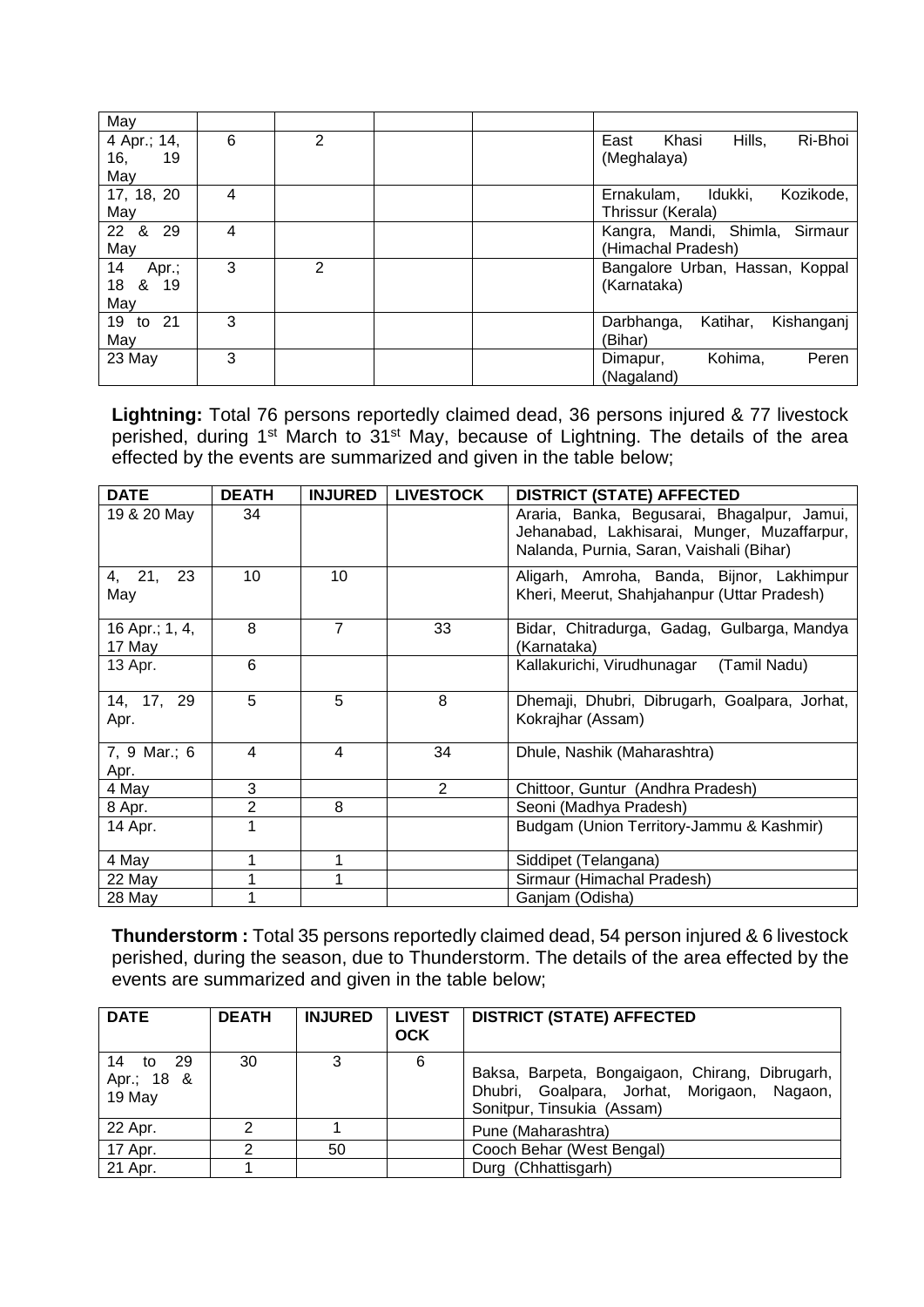| May | | | | | |
|---|---|---|---|---|---|
| 4 Apr.; 14, 16, 19 May | 6 | 2 | | | East Khasi Hills, Ri-Bhoi (Meghalaya) |
| 17, 18, 20 May | 4 | | | | Ernakulam, Idukki, Kozikode, Thrissur (Kerala) |
| 22 & 29 May | 4 | | | | Kangra, Mandi, Shimla, Sirmaur (Himachal Pradesh) |
| 14 Apr.; 18 & 19 May | 3 | 2 | | | Bangalore Urban, Hassan, Koppal (Karnataka) |
| 19 to 21 May | 3 | | | | Darbhanga, Katihar, Kishanganj (Bihar) |
| 23 May | 3 | | | | Dimapur, Kohima, Peren (Nagaland) |

**Lightning:** Total 76 persons reportedly claimed dead, 36 persons injured & 77 livestock perished, during 1st March to 31st May, because of Lightning. The details of the area effected by the events are summarized and given in the table below;

| DATE | DEATH | INJURED | LIVESTOCK | DISTRICT (STATE) AFFECTED |
|---|---|---|---|---|
| 19 & 20 May | 34 | | | Araria, Banka, Begusarai, Bhagalpur, Jamui, Jehanabad, Lakhisarai, Munger, Muzaffarpur, Nalanda, Purnia, Saran, Vaishali (Bihar) |
| 4, 21, 23 May | 10 | 10 | | Aligarh, Amroha, Banda, Bijnor, Lakhimpur Kheri, Meerut, Shahjahanpur (Uttar Pradesh) |
| 16 Apr.; 1, 4, 17 May | 8 | 7 | 33 | Bidar, Chitradurga, Gadag, Gulbarga, Mandya (Karnataka) |
| 13 Apr. | 6 | | | Kallakurichi, Virudhunagar (Tamil Nadu) |
| 14, 17, 29 Apr. | 5 | 5 | 8 | Dhemaji, Dhubri, Dibrugarh, Goalpara, Jorhat, Kokrajhar (Assam) |
| 7, 9 Mar.; 6 Apr. | 4 | 4 | 34 | Dhule, Nashik (Maharashtra) |
| 4 May | 3 | | 2 | Chittoor, Guntur (Andhra Pradesh) |
| 8 Apr. | 2 | 8 | | Seoni (Madhya Pradesh) |
| 14 Apr. | 1 | | | Budgam (Union Territory-Jammu & Kashmir) |
| 4 May | 1 | 1 | | Siddipet (Telangana) |
| 22 May | 1 | 1 | | Sirmaur (Himachal Pradesh) |
| 28 May | 1 | | | Ganjam (Odisha) |

**Thunderstorm :** Total 35 persons reportedly claimed dead, 54 person injured & 6 livestock perished, during the season, due to Thunderstorm. The details of the area effected by the events are summarized and given in the table below;

| DATE | DEATH | INJURED | LIVESTOCK | DISTRICT (STATE) AFFECTED |
|---|---|---|---|---|
| 14 to 29 Apr.; 18 & 19 May | 30 | 3 | 6 | Baksa, Barpeta, Bongaigaon, Chirang, Dibrugarh, Dhubri, Goalpara, Jorhat, Morigaon, Nagaon, Sonitpur, Tinsukia (Assam) |
| 22 Apr. | 2 | 1 | | Pune (Maharashtra) |
| 17 Apr. | 2 | 50 | | Cooch Behar (West Bengal) |
| 21 Apr. | 1 | | | Durg (Chhattisgarh) |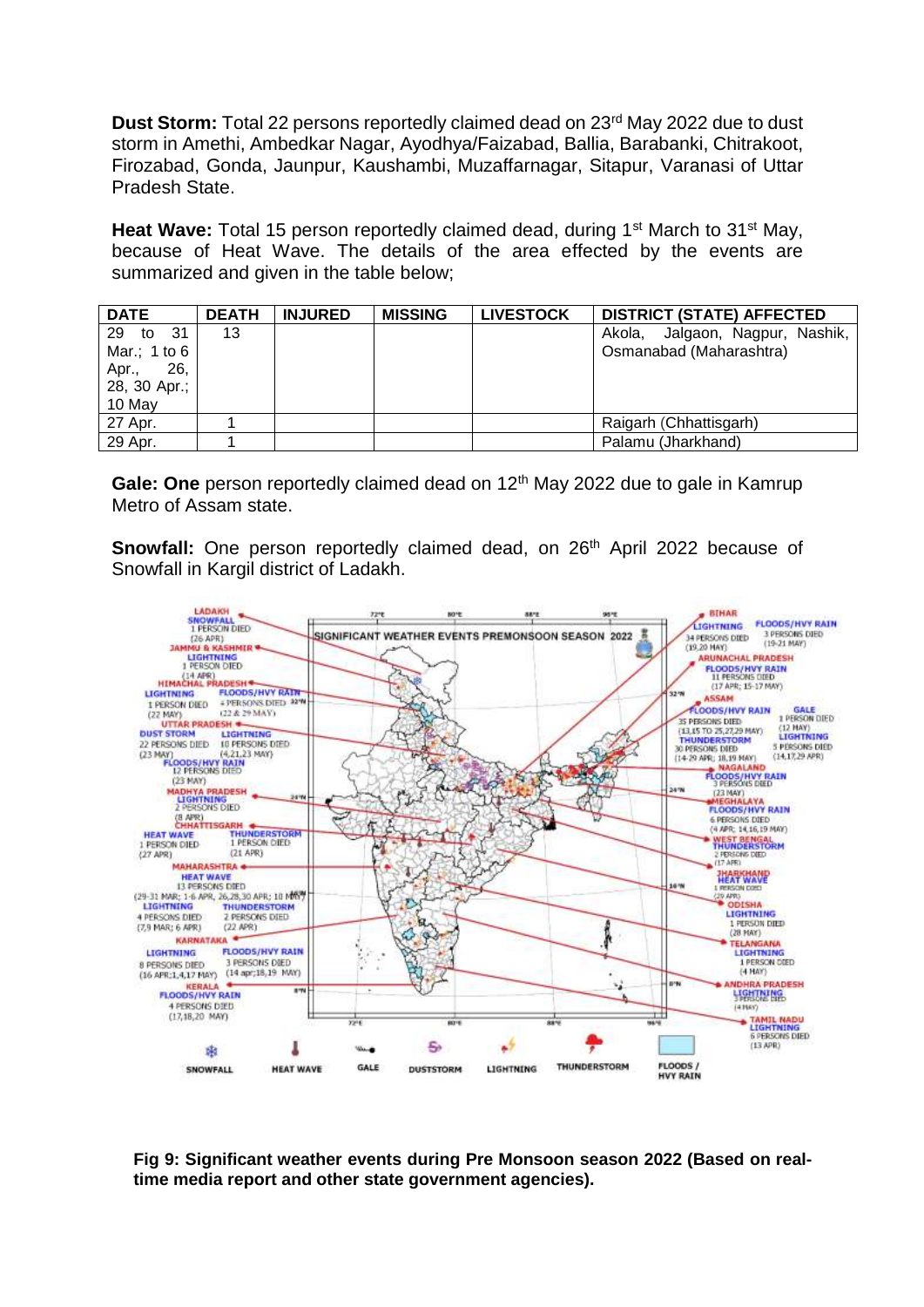**Dust Storm:** Total 22 persons reportedly claimed dead on 23rd May 2022 due to dust storm in Amethi, Ambedkar Nagar, Ayodhya/Faizabad, Ballia, Barabanki, Chitrakoot, Firozabad, Gonda, Jaunpur, Kaushambi, Muzaffarnagar, Sitapur, Varanasi of Uttar Pradesh State.

**Heat Wave:** Total 15 person reportedly claimed dead, during 1st March to 31st May, because of Heat Wave. The details of the area effected by the events are summarized and given in the table below;

| DATE | DEATH | INJURED | MISSING | LIVESTOCK | DISTRICT (STATE) AFFECTED |
|---|---|---|---|---|---|
| 29 to 31 Mar.; 1 to 6 Apr., 26, 28, 30 Apr.; 10 May | 13 | | | | Akola, Jalgaon, Nagpur, Nashik, Osmanabad (Maharashtra) |
| 27 Apr. | 1 | | | | Raigarh (Chhattisgarh) |
| 29 Apr. | 1 | | | | Palamu (Jharkhand) |

**Gale: One** person reportedly claimed dead on 12th May 2022 due to gale in Kamrup Metro of Assam state.

**Snowfall:** One person reportedly claimed dead, on 26th April 2022 because of Snowfall in Kargil district of Ladakh.

**Fig 9: Significant weather events during Pre Monsoon season 2022 (Based on real-time media report and other state government agencies).**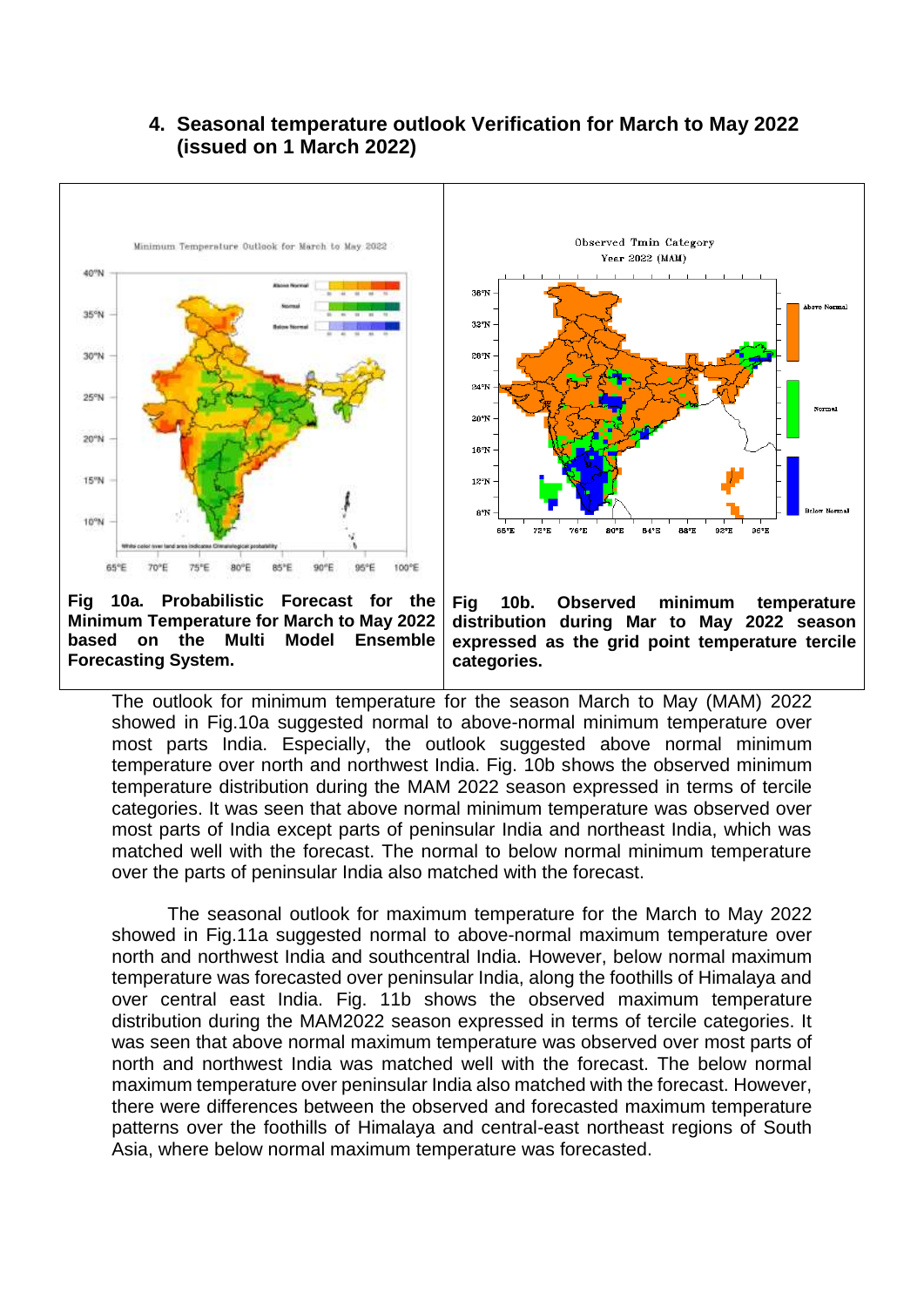## 4. Seasonal temperature outlook Verification for March to May 2022 (issued on 1 March 2022)

**Fig 10a. Probabilistic Forecast for the Minimum Temperature for March to May 2022 based on the Multi Model Ensemble Forecasting System.**

**Fig 10b. Observed minimum temperature distribution during Mar to May 2022 season expressed as the grid point temperature tercile categories.**

The outlook for minimum temperature for the season March to May (MAM) 2022 showed in Fig.10a suggested normal to above-normal minimum temperature over most parts India. Especially, the outlook suggested above normal minimum temperature over north and northwest India. Fig. 10b shows the observed minimum temperature distribution during the MAM 2022 season expressed in terms of tercile categories. It was seen that above normal minimum temperature was observed over most parts of India except parts of peninsular India and northeast India, which was matched well with the forecast. The normal to below normal minimum temperature over the parts of peninsular India also matched with the forecast.

The seasonal outlook for maximum temperature for the March to May 2022 showed in Fig.11a suggested normal to above-normal maximum temperature over north and northwest India and southcentral India. However, below normal maximum temperature was forecasted over peninsular India, along the foothills of Himalaya and over central east India. Fig. 11b shows the observed maximum temperature distribution during the MAM2022 season expressed in terms of tercile categories. It was seen that above normal maximum temperature was observed over most parts of north and northwest India was matched well with the forecast. The below normal maximum temperature over peninsular India also matched with the forecast. However, there were differences between the observed and forecasted maximum temperature patterns over the foothills of Himalaya and central-east northeast regions of South Asia, where below normal maximum temperature was forecasted.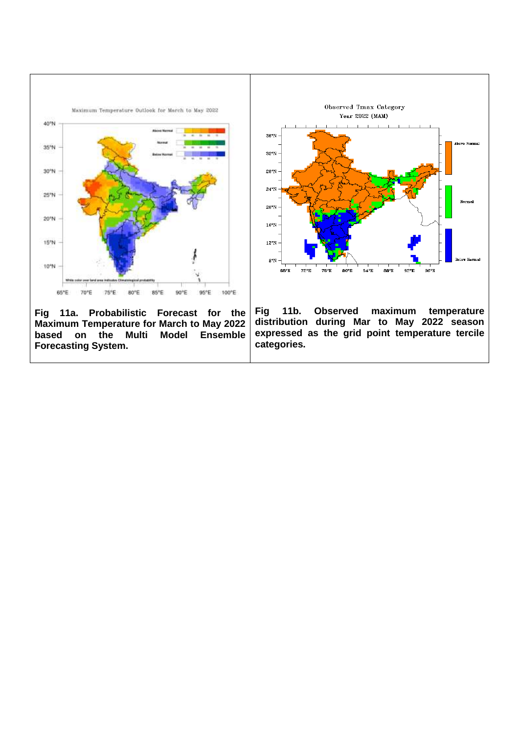Maximum Temperature Outlook for March to May 2022

40°N
35°N
30°N
25°N
20°N
15°N
10°N

65°E 70°E 75°E 80°E 85°E 90°E 95°E 100°E

Above Normal
Normal
Below Normal

White color over land area indicates Climatological probability

**Fig 11a. Probabilistic Forecast for the Maximum Temperature for March to May 2022 based on the Multi Model Ensemble Forecasting System.**

Observed Tmax Category
Year 2022 (MAM)

36°N
32°N
28°N
24°N
20°N
16°N
12°N
8°N

68°E 72°E 76°E 80°E 84°E 88°E 92°E 96°E

Above Normal
Normal
Below Normal

**Fig 11b. Observed maximum temperature distribution during Mar to May 2022 season expressed as the grid point temperature tercile categories.**